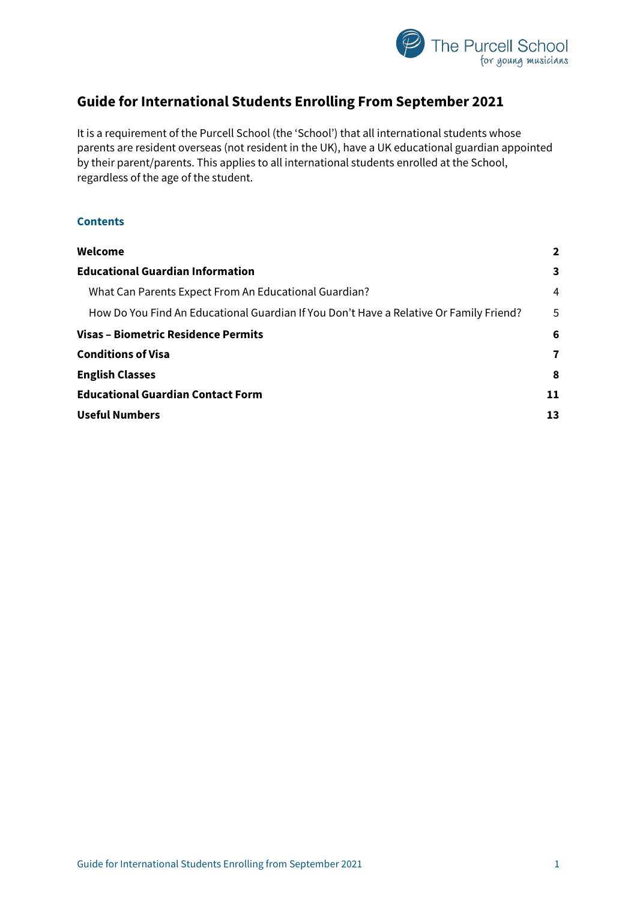# Guide for International Students Enrolling From September 2021

It is a requirement of the Purcell School (the 'School') that all international students whose parents are resident overseas (not resident in the UK), have a UK educational guardian appointed by their parent/parents. This applies to all international students enrolled at the School, regardless of the age of the student.

## Contents

| | |
|---|---|
| **Welcome** | **2** |
| **Educational Guardian Information** | **3** |
| What Can Parents Expect From An Educational Guardian? | 4 |
| How Do You Find An Educational Guardian If You Don't Have a Relative Or Family Friend? | 5 |
| **Visas – Biometric Residence Permits** | **6** |
| **Conditions of Visa** | **7** |
| **English Classes** | **8** |
| **Educational Guardian Contact Form** | **11** |
| **Useful Numbers** | **13** |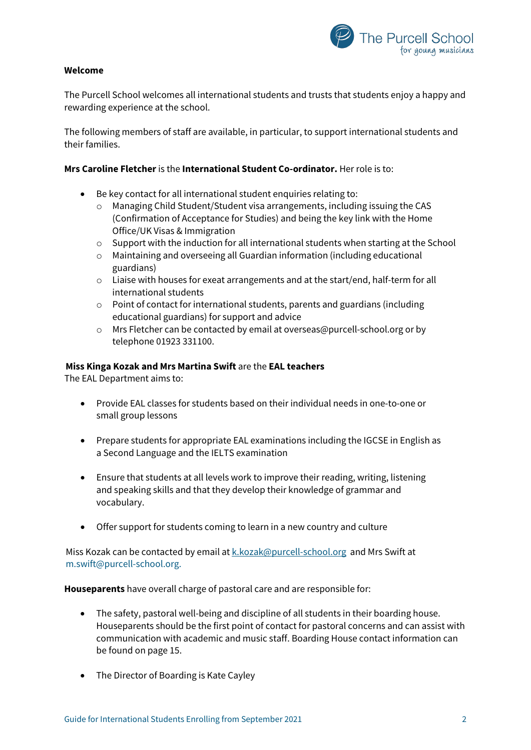**Welcome**

The Purcell School welcomes all international students and trusts that students enjoy a happy and rewarding experience at the school.

The following members of staff are available, in particular, to support international students and their families.

**Mrs Caroline Fletcher** is the **International Student Co-ordinator.** Her role is to:

- Be key contact for all international student enquiries relating to:
  - Managing Child Student/Student visa arrangements, including issuing the CAS (Confirmation of Acceptance for Studies) and being the key link with the Home Office/UK Visas & Immigration
  - Support with the induction for all international students when starting at the School
  - Maintaining and overseeing all Guardian information (including educational guardians)
  - Liaise with houses for exeat arrangements and at the start/end, half-term for all international students
  - Point of contact for international students, parents and guardians (including educational guardians) for support and advice
  - Mrs Fletcher can be contacted by email at overseas@purcell-school.org or by telephone 01923 331100.

**Miss Kinga Kozak and Mrs Martina Swift** are the **EAL teachers**
The EAL Department aims to:

- Provide EAL classes for students based on their individual needs in one-to-one or small group lessons
- Prepare students for appropriate EAL examinations including the IGCSE in English as a Second Language and the IELTS examination
- Ensure that students at all levels work to improve their reading, writing, listening and speaking skills and that they develop their knowledge of grammar and vocabulary.
- Offer support for students coming to learn in a new country and culture

Miss Kozak can be contacted by email at k.kozak@purcell-school.org and Mrs Swift at m.swift@purcell-school.org.

**Houseparents** have overall charge of pastoral care and are responsible for:

- The safety, pastoral well-being and discipline of all students in their boarding house. Houseparents should be the first point of contact for pastoral concerns and can assist with communication with academic and music staff. Boarding House contact information can be found on page 15.
- The Director of Boarding is Kate Cayley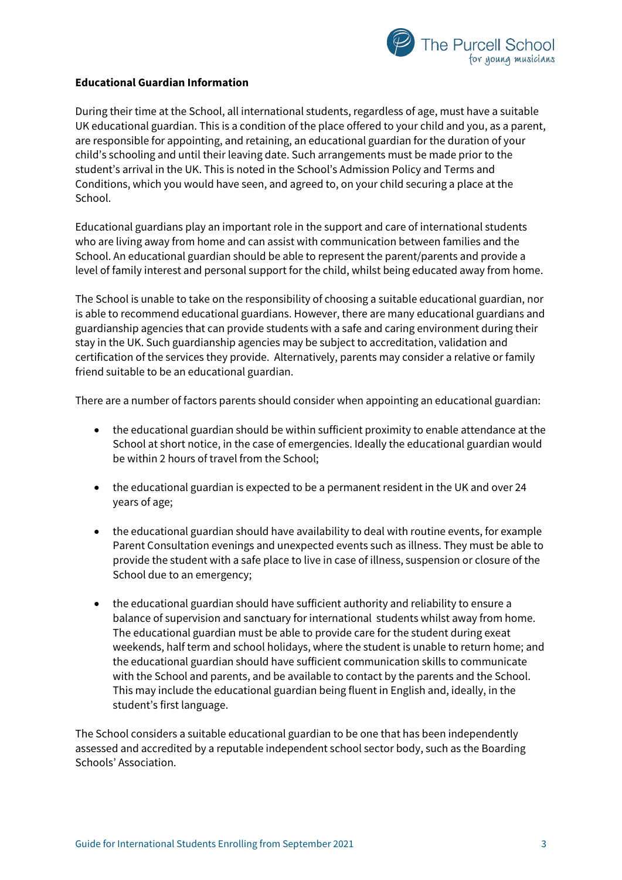**Educational Guardian Information**

During their time at the School, all international students, regardless of age, must have a suitable UK educational guardian. This is a condition of the place offered to your child and you, as a parent, are responsible for appointing, and retaining, an educational guardian for the duration of your child's schooling and until their leaving date. Such arrangements must be made prior to the student's arrival in the UK. This is noted in the School's Admission Policy and Terms and Conditions, which you would have seen, and agreed to, on your child securing a place at the School.

Educational guardians play an important role in the support and care of international students who are living away from home and can assist with communication between families and the School. An educational guardian should be able to represent the parent/parents and provide a level of family interest and personal support for the child, whilst being educated away from home.

The School is unable to take on the responsibility of choosing a suitable educational guardian, nor is able to recommend educational guardians. However, there are many educational guardians and guardianship agencies that can provide students with a safe and caring environment during their stay in the UK. Such guardianship agencies may be subject to accreditation, validation and certification of the services they provide. Alternatively, parents may consider a relative or family friend suitable to be an educational guardian.

There are a number of factors parents should consider when appointing an educational guardian:

- the educational guardian should be within sufficient proximity to enable attendance at the School at short notice, in the case of emergencies. Ideally the educational guardian would be within 2 hours of travel from the School;

- the educational guardian is expected to be a permanent resident in the UK and over 24 years of age;

- the educational guardian should have availability to deal with routine events, for example Parent Consultation evenings and unexpected events such as illness. They must be able to provide the student with a safe place to live in case of illness, suspension or closure of the School due to an emergency;

- the educational guardian should have sufficient authority and reliability to ensure a balance of supervision and sanctuary for international students whilst away from home. The educational guardian must be able to provide care for the student during exeat weekends, half term and school holidays, where the student is unable to return home; and the educational guardian should have sufficient communication skills to communicate with the School and parents, and be available to contact by the parents and the School. This may include the educational guardian being fluent in English and, ideally, in the student's first language.

The School considers a suitable educational guardian to be one that has been independently assessed and accredited by a reputable independent school sector body, such as the Boarding Schools' Association.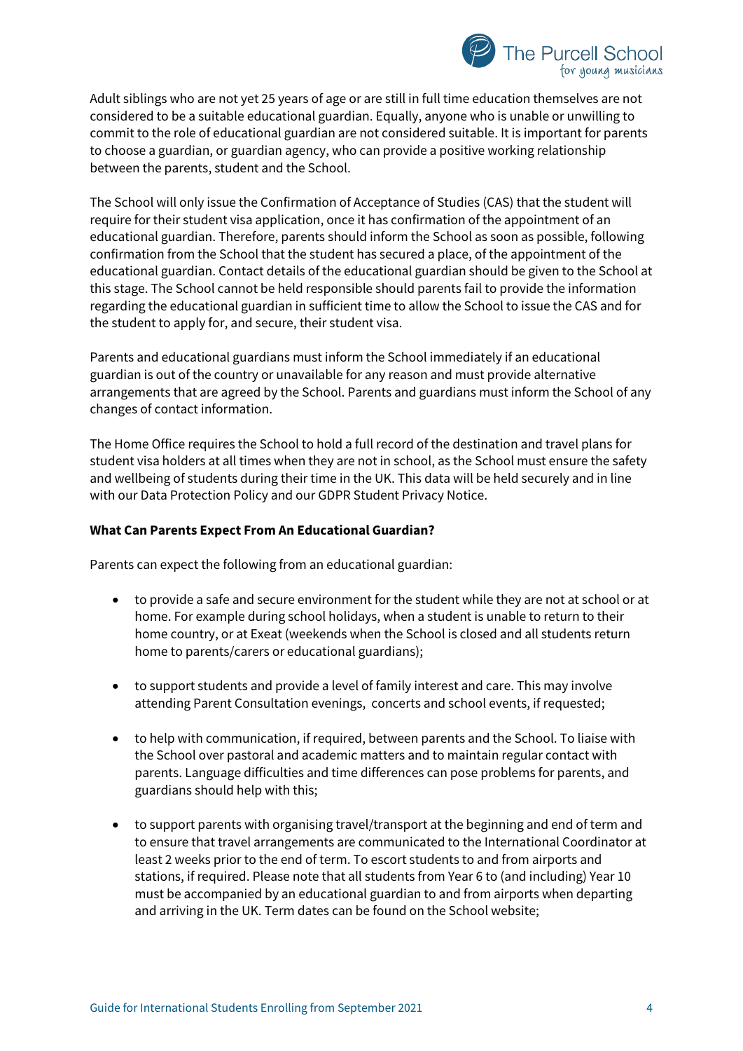Adult siblings who are not yet 25 years of age or are still in full time education themselves are not considered to be a suitable educational guardian. Equally, anyone who is unable or unwilling to commit to the role of educational guardian are not considered suitable. It is important for parents to choose a guardian, or guardian agency, who can provide a positive working relationship between the parents, student and the School.

The School will only issue the Confirmation of Acceptance of Studies (CAS) that the student will require for their student visa application, once it has confirmation of the appointment of an educational guardian. Therefore, parents should inform the School as soon as possible, following confirmation from the School that the student has secured a place, of the appointment of the educational guardian. Contact details of the educational guardian should be given to the School at this stage. The School cannot be held responsible should parents fail to provide the information regarding the educational guardian in sufficient time to allow the School to issue the CAS and for the student to apply for, and secure, their student visa.

Parents and educational guardians must inform the School immediately if an educational guardian is out of the country or unavailable for any reason and must provide alternative arrangements that are agreed by the School. Parents and guardians must inform the School of any changes of contact information.

The Home Office requires the School to hold a full record of the destination and travel plans for student visa holders at all times when they are not in school, as the School must ensure the safety and wellbeing of students during their time in the UK. This data will be held securely and in line with our Data Protection Policy and our GDPR Student Privacy Notice.

**What Can Parents Expect From An Educational Guardian?**

Parents can expect the following from an educational guardian:

- to provide a safe and secure environment for the student while they are not at school or at home. For example during school holidays, when a student is unable to return to their home country, or at Exeat (weekends when the School is closed and all students return home to parents/carers or educational guardians);

- to support students and provide a level of family interest and care. This may involve attending Parent Consultation evenings, concerts and school events, if requested;

- to help with communication, if required, between parents and the School. To liaise with the School over pastoral and academic matters and to maintain regular contact with parents. Language difficulties and time differences can pose problems for parents, and guardians should help with this;

- to support parents with organising travel/transport at the beginning and end of term and to ensure that travel arrangements are communicated to the International Coordinator at least 2 weeks prior to the end of term. To escort students to and from airports and stations, if required. Please note that all students from Year 6 to (and including) Year 10 must be accompanied by an educational guardian to and from airports when departing and arriving in the UK. Term dates can be found on the School website;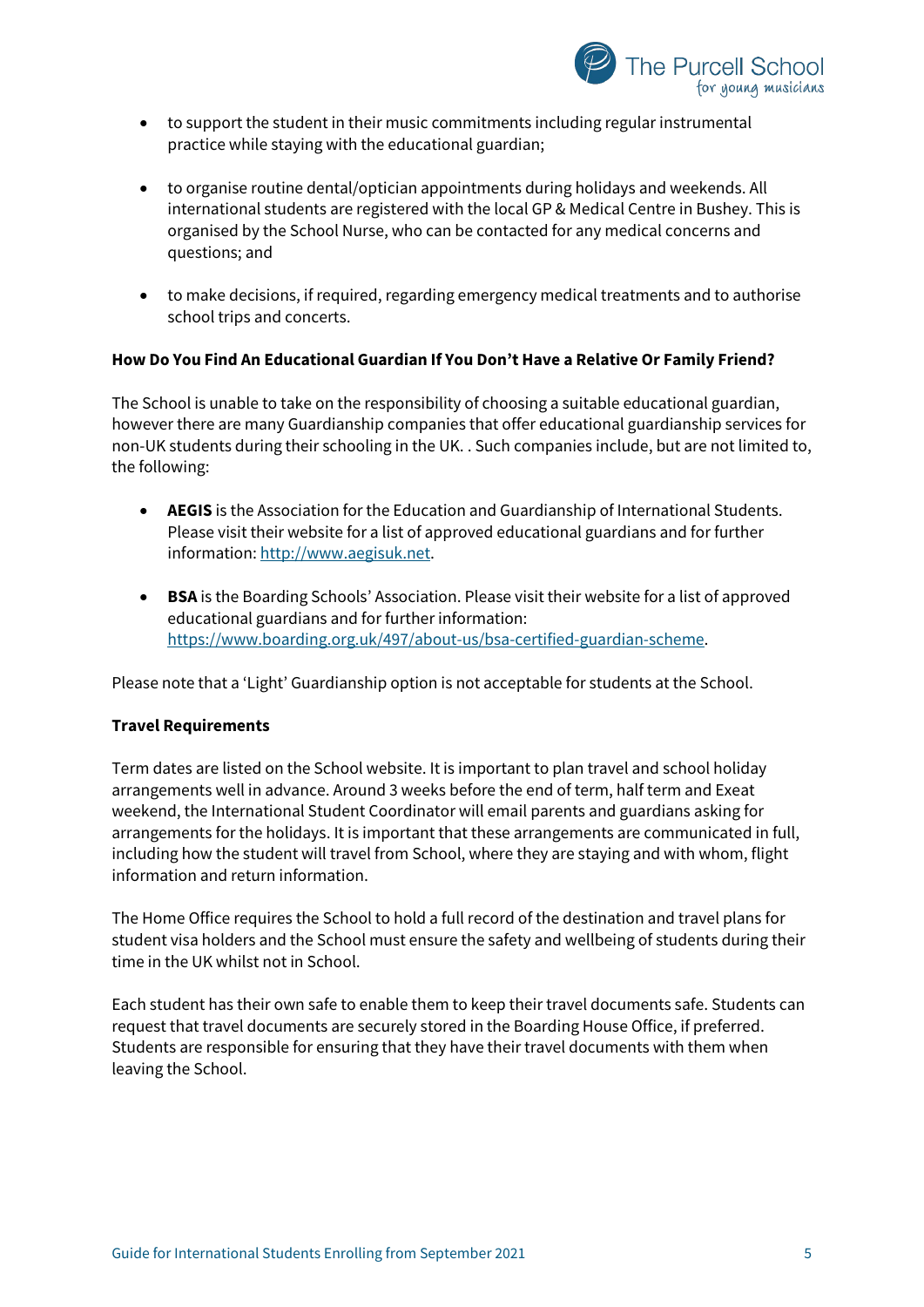- to support the student in their music commitments including regular instrumental practice while staying with the educational guardian;

- to organise routine dental/optician appointments during holidays and weekends. All international students are registered with the local GP & Medical Centre in Bushey. This is organised by the School Nurse, who can be contacted for any medical concerns and questions; and

- to make decisions, if required, regarding emergency medical treatments and to authorise school trips and concerts.

**How Do You Find An Educational Guardian If You Don't Have a Relative Or Family Friend?**

The School is unable to take on the responsibility of choosing a suitable educational guardian, however there are many Guardianship companies that offer educational guardianship services for non-UK students during their schooling in the UK. . Such companies include, but are not limited to, the following:

- **AEGIS** is the Association for the Education and Guardianship of International Students. Please visit their website for a list of approved educational guardians and for further information: [http://www.aegisuk.net](http://www.aegisuk.net).

- **BSA** is the Boarding Schools' Association. Please visit their website for a list of approved educational guardians and for further information: [https://www.boarding.org.uk/497/about-us/bsa-certified-guardian-scheme](https://www.boarding.org.uk/497/about-us/bsa-certified-guardian-scheme).

Please note that a 'Light' Guardianship option is not acceptable for students at the School.

**Travel Requirements**

Term dates are listed on the School website. It is important to plan travel and school holiday arrangements well in advance. Around 3 weeks before the end of term, half term and Exeat weekend, the International Student Coordinator will email parents and guardians asking for arrangements for the holidays. It is important that these arrangements are communicated in full, including how the student will travel from School, where they are staying and with whom, flight information and return information.

The Home Office requires the School to hold a full record of the destination and travel plans for student visa holders and the School must ensure the safety and wellbeing of students during their time in the UK whilst not in School.

Each student has their own safe to enable them to keep their travel documents safe. Students can request that travel documents are securely stored in the Boarding House Office, if preferred. Students are responsible for ensuring that they have their travel documents with them when leaving the School.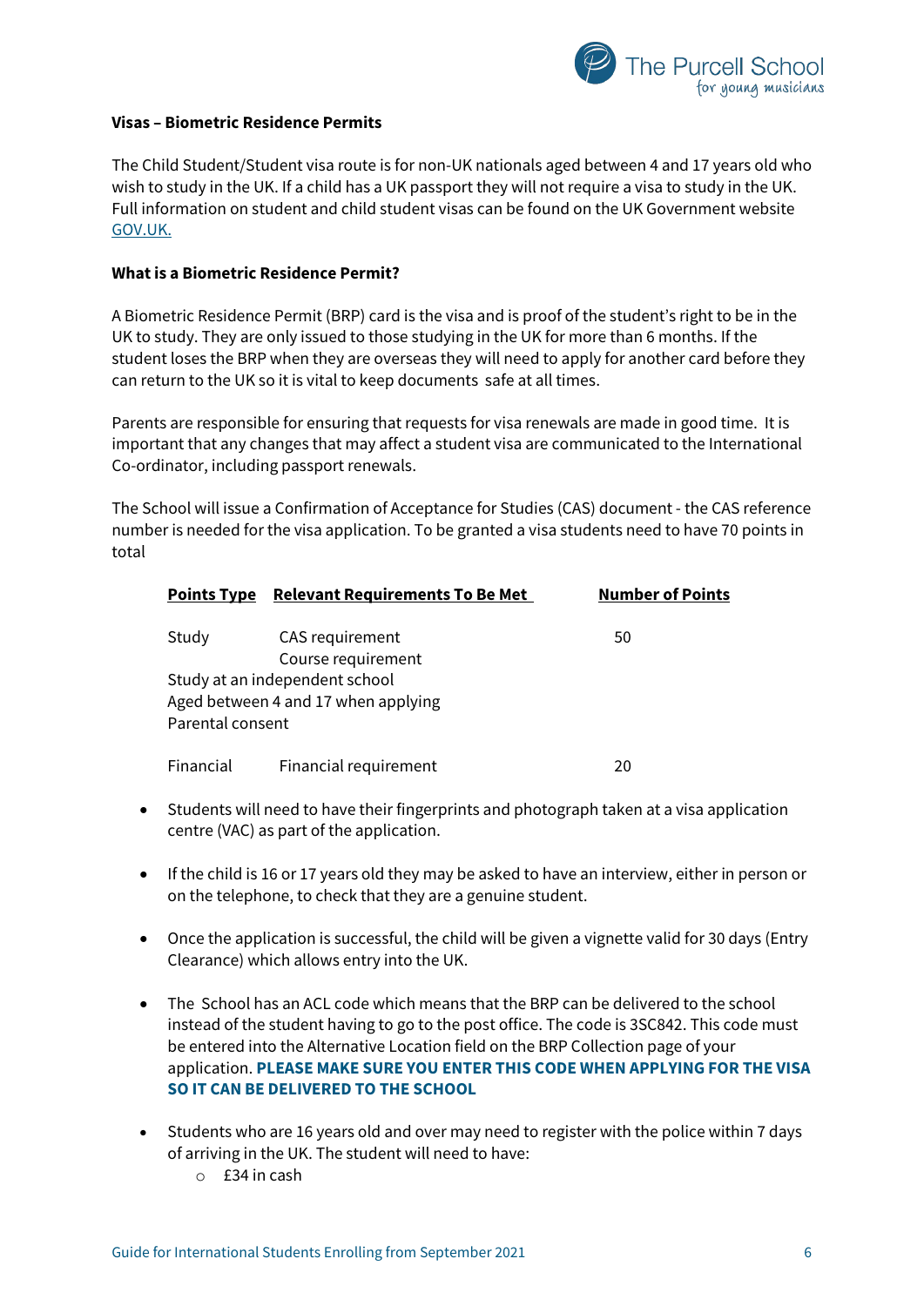**Visas – Biometric Residence Permits**

The Child Student/Student visa route is for non-UK nationals aged between 4 and 17 years old who wish to study in the UK. If a child has a UK passport they will not require a visa to study in the UK. Full information on student and child student visas can be found on the UK Government website [GOV.UK.](GOV.UK.)

**What is a Biometric Residence Permit?**

A Biometric Residence Permit (BRP) card is the visa and is proof of the student's right to be in the UK to study. They are only issued to those studying in the UK for more than 6 months. If the student loses the BRP when they are overseas they will need to apply for another card before they can return to the UK so it is vital to keep documents safe at all times.

Parents are responsible for ensuring that requests for visa renewals are made in good time. It is important that any changes that may affect a student visa are communicated to the International Co-ordinator, including passport renewals.

The School will issue a Confirmation of Acceptance for Studies (CAS) document - the CAS reference number is needed for the visa application. To be granted a visa students need to have 70 points in total

| Points Type | Relevant Requirements To Be Met | Number of Points |
|---|---|---|
| Study | CAS requirement<br>Course requirement<br>Study at an independent school<br>Aged between 4 and 17 when applying<br>Parental consent | 50 |
| Financial | Financial requirement | 20 |

- Students will need to have their fingerprints and photograph taken at a visa application centre (VAC) as part of the application.

- If the child is 16 or 17 years old they may be asked to have an interview, either in person or on the telephone, to check that they are a genuine student.

- Once the application is successful, the child will be given a vignette valid for 30 days (Entry Clearance) which allows entry into the UK.

- The School has an ACL code which means that the BRP can be delivered to the school instead of the student having to go to the post office. The code is 3SC842. This code must be entered into the Alternative Location field on the BRP Collection page of your application. **PLEASE MAKE SURE YOU ENTER THIS CODE WHEN APPLYING FOR THE VISA SO IT CAN BE DELIVERED TO THE SCHOOL**

- Students who are 16 years old and over may need to register with the police within 7 days of arriving in the UK. The student will need to have:
  - £34 in cash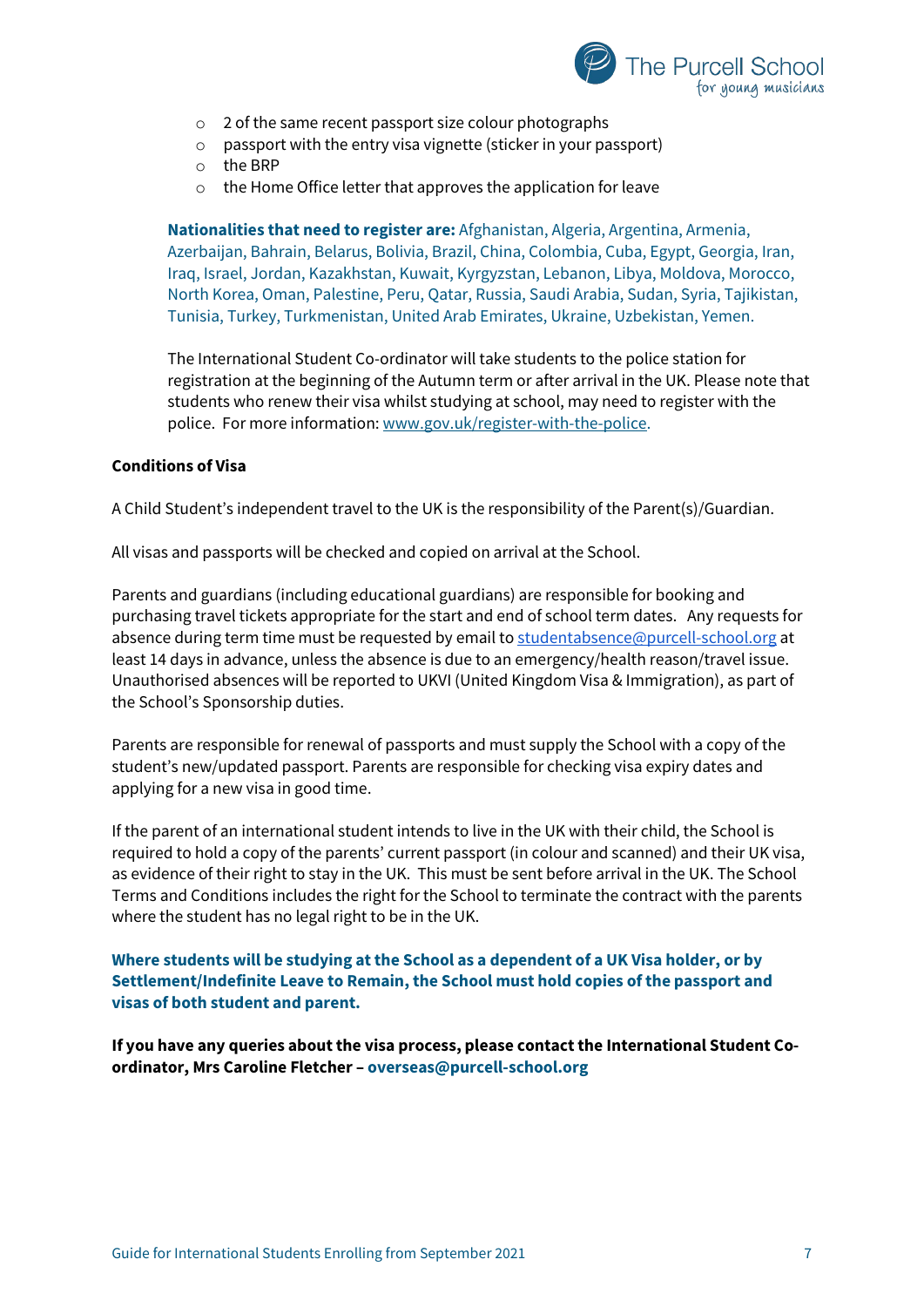- 2 of the same recent passport size colour photographs
- passport with the entry visa vignette (sticker in your passport)
- the BRP
- the Home Office letter that approves the application for leave

**Nationalities that need to register are:** Afghanistan, Algeria, Argentina, Armenia, Azerbaijan, Bahrain, Belarus, Bolivia, Brazil, China, Colombia, Cuba, Egypt, Georgia, Iran, Iraq, Israel, Jordan, Kazakhstan, Kuwait, Kyrgyzstan, Lebanon, Libya, Moldova, Morocco, North Korea, Oman, Palestine, Peru, Qatar, Russia, Saudi Arabia, Sudan, Syria, Tajikistan, Tunisia, Turkey, Turkmenistan, United Arab Emirates, Ukraine, Uzbekistan, Yemen.

The International Student Co-ordinator will take students to the police station for registration at the beginning of the Autumn term or after arrival in the UK. Please note that students who renew their visa whilst studying at school, may need to register with the police. For more information: www.gov.uk/register-with-the-police.

**Conditions of Visa**

A Child Student's independent travel to the UK is the responsibility of the Parent(s)/Guardian.

All visas and passports will be checked and copied on arrival at the School.

Parents and guardians (including educational guardians) are responsible for booking and purchasing travel tickets appropriate for the start and end of school term dates. Any requests for absence during term time must be requested by email to studentabsence@purcell-school.org at least 14 days in advance, unless the absence is due to an emergency/health reason/travel issue. Unauthorised absences will be reported to UKVI (United Kingdom Visa & Immigration), as part of the School's Sponsorship duties.

Parents are responsible for renewal of passports and must supply the School with a copy of the student's new/updated passport. Parents are responsible for checking visa expiry dates and applying for a new visa in good time.

If the parent of an international student intends to live in the UK with their child, the School is required to hold a copy of the parents' current passport (in colour and scanned) and their UK visa, as evidence of their right to stay in the UK. This must be sent before arrival in the UK. The School Terms and Conditions includes the right for the School to terminate the contract with the parents where the student has no legal right to be in the UK.

**Where students will be studying at the School as a dependent of a UK Visa holder, or by Settlement/Indefinite Leave to Remain, the School must hold copies of the passport and visas of both student and parent.**

**If you have any queries about the visa process, please contact the International Student Co-ordinator, Mrs Caroline Fletcher – overseas@purcell-school.org**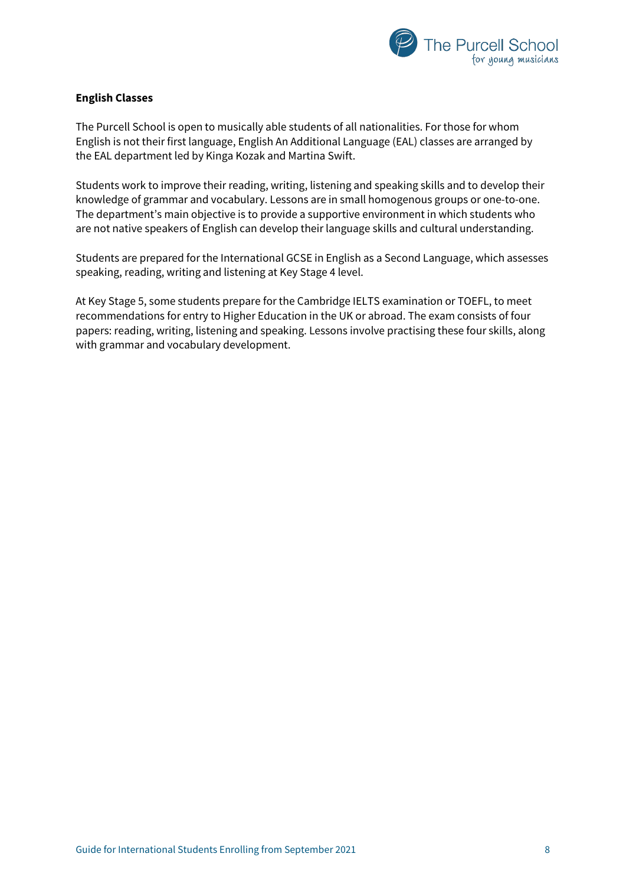**English Classes**

The Purcell School is open to musically able students of all nationalities. For those for whom English is not their first language, English An Additional Language (EAL) classes are arranged by the EAL department led by Kinga Kozak and Martina Swift.

Students work to improve their reading, writing, listening and speaking skills and to develop their knowledge of grammar and vocabulary. Lessons are in small homogenous groups or one-to-one. The department's main objective is to provide a supportive environment in which students who are not native speakers of English can develop their language skills and cultural understanding.

Students are prepared for the International GCSE in English as a Second Language, which assesses speaking, reading, writing and listening at Key Stage 4 level.

At Key Stage 5, some students prepare for the Cambridge IELTS examination or TOEFL, to meet recommendations for entry to Higher Education in the UK or abroad. The exam consists of four papers: reading, writing, listening and speaking. Lessons involve practising these four skills, along with grammar and vocabulary development.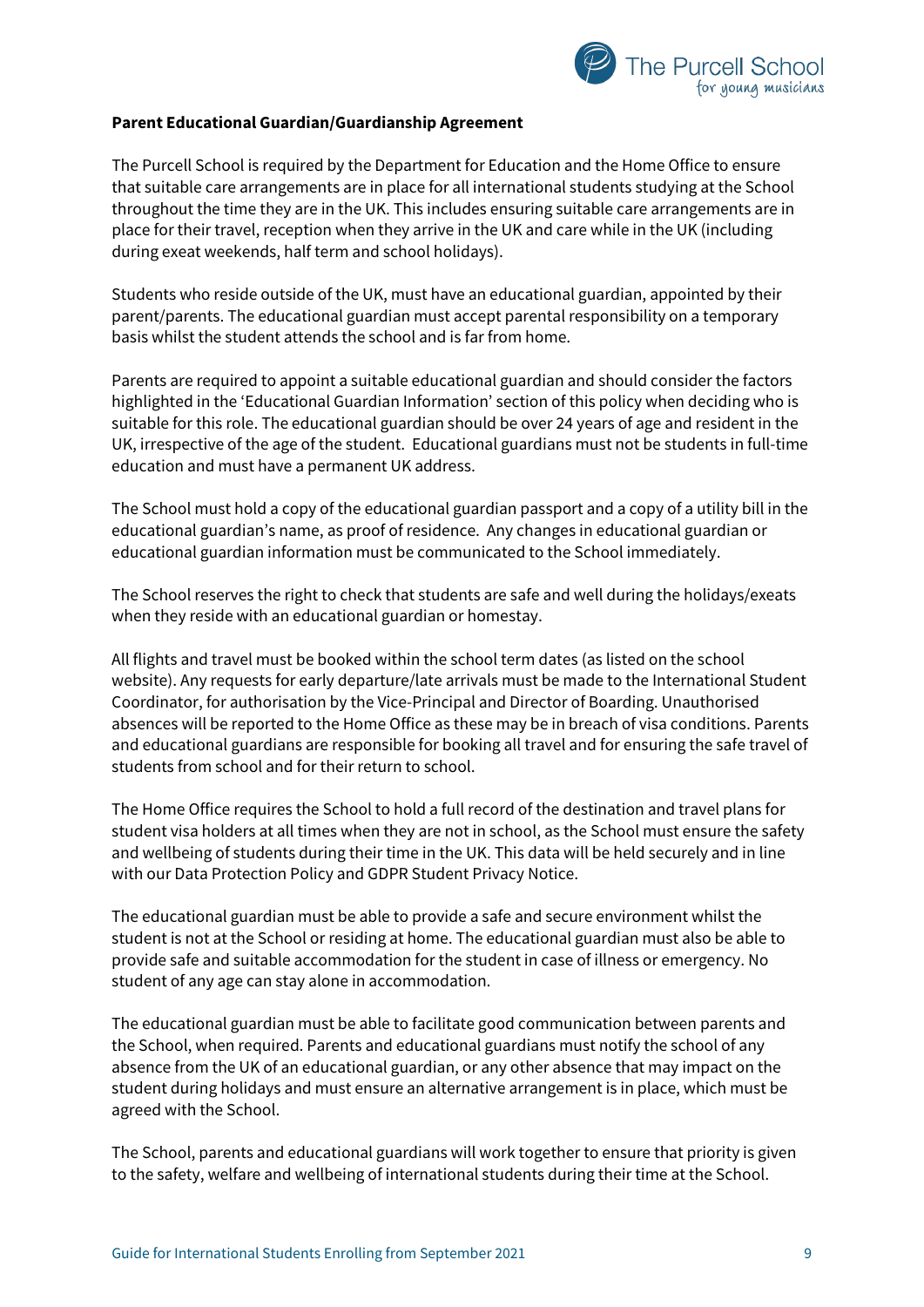**Parent Educational Guardian/Guardianship Agreement**

The Purcell School is required by the Department for Education and the Home Office to ensure that suitable care arrangements are in place for all international students studying at the School throughout the time they are in the UK. This includes ensuring suitable care arrangements are in place for their travel, reception when they arrive in the UK and care while in the UK (including during exeat weekends, half term and school holidays).

Students who reside outside of the UK, must have an educational guardian, appointed by their parent/parents. The educational guardian must accept parental responsibility on a temporary basis whilst the student attends the school and is far from home.

Parents are required to appoint a suitable educational guardian and should consider the factors highlighted in the 'Educational Guardian Information' section of this policy when deciding who is suitable for this role. The educational guardian should be over 24 years of age and resident in the UK, irrespective of the age of the student. Educational guardians must not be students in full-time education and must have a permanent UK address.

The School must hold a copy of the educational guardian passport and a copy of a utility bill in the educational guardian's name, as proof of residence. Any changes in educational guardian or educational guardian information must be communicated to the School immediately.

The School reserves the right to check that students are safe and well during the holidays/exeats when they reside with an educational guardian or homestay.

All flights and travel must be booked within the school term dates (as listed on the school website). Any requests for early departure/late arrivals must be made to the International Student Coordinator, for authorisation by the Vice-Principal and Director of Boarding. Unauthorised absences will be reported to the Home Office as these may be in breach of visa conditions. Parents and educational guardians are responsible for booking all travel and for ensuring the safe travel of students from school and for their return to school.

The Home Office requires the School to hold a full record of the destination and travel plans for student visa holders at all times when they are not in school, as the School must ensure the safety and wellbeing of students during their time in the UK. This data will be held securely and in line with our Data Protection Policy and GDPR Student Privacy Notice.

The educational guardian must be able to provide a safe and secure environment whilst the student is not at the School or residing at home. The educational guardian must also be able to provide safe and suitable accommodation for the student in case of illness or emergency. No student of any age can stay alone in accommodation.

The educational guardian must be able to facilitate good communication between parents and the School, when required. Parents and educational guardians must notify the school of any absence from the UK of an educational guardian, or any other absence that may impact on the student during holidays and must ensure an alternative arrangement is in place, which must be agreed with the School.

The School, parents and educational guardians will work together to ensure that priority is given to the safety, welfare and wellbeing of international students during their time at the School.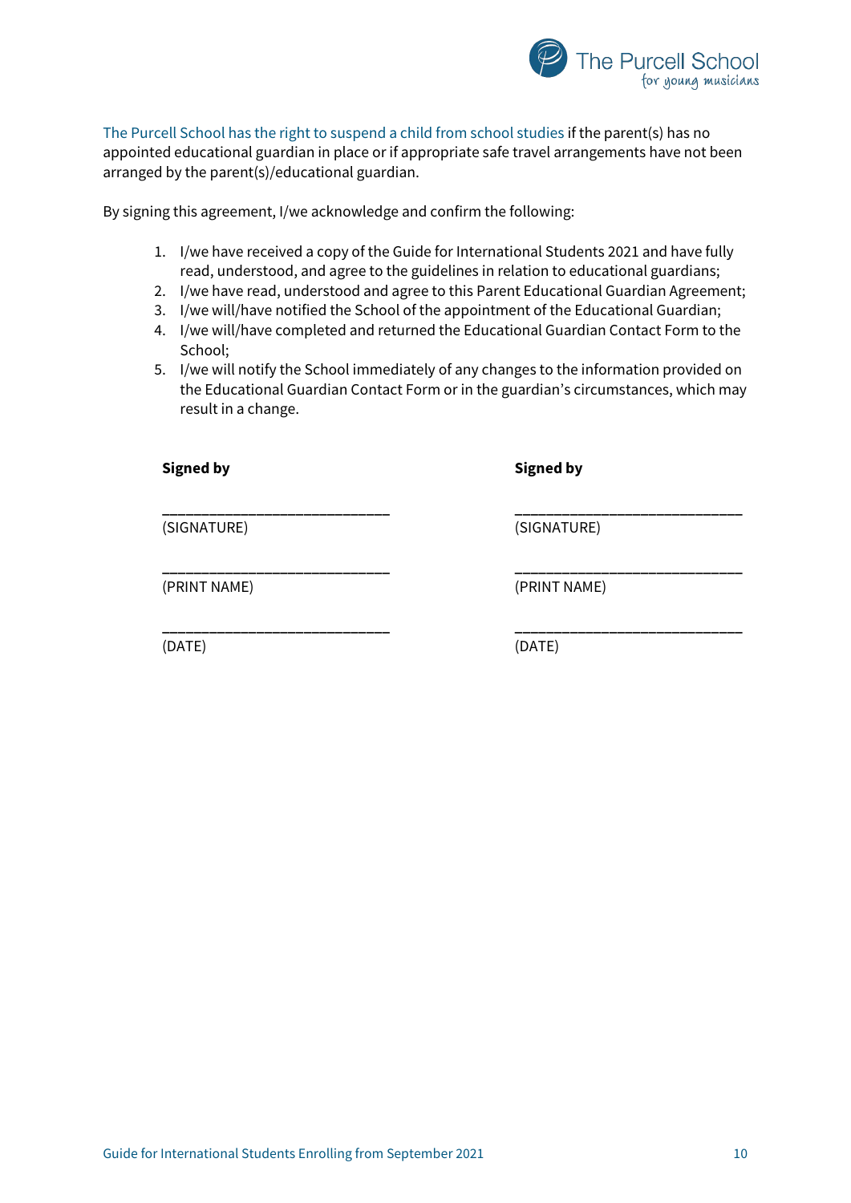The Purcell School has the right to suspend a child from school studies if the parent(s) has no appointed educational guardian in place or if appropriate safe travel arrangements have not been arranged by the parent(s)/educational guardian.

By signing this agreement, I/we acknowledge and confirm the following:

1. I/we have received a copy of the Guide for International Students 2021 and have fully read, understood, and agree to the guidelines in relation to educational guardians;
2. I/we have read, understood and agree to this Parent Educational Guardian Agreement;
3. I/we will/have notified the School of the appointment of the Educational Guardian;
4. I/we will/have completed and returned the Educational Guardian Contact Form to the School;
5. I/we will notify the School immediately of any changes to the information provided on the Educational Guardian Contact Form or in the guardian's circumstances, which may result in a change.

**Signed by**

______________________________
(SIGNATURE)

______________________________
(PRINT NAME)

______________________________
(DATE)

**Signed by**

______________________________
(SIGNATURE)

______________________________
(PRINT NAME)

______________________________
(DATE)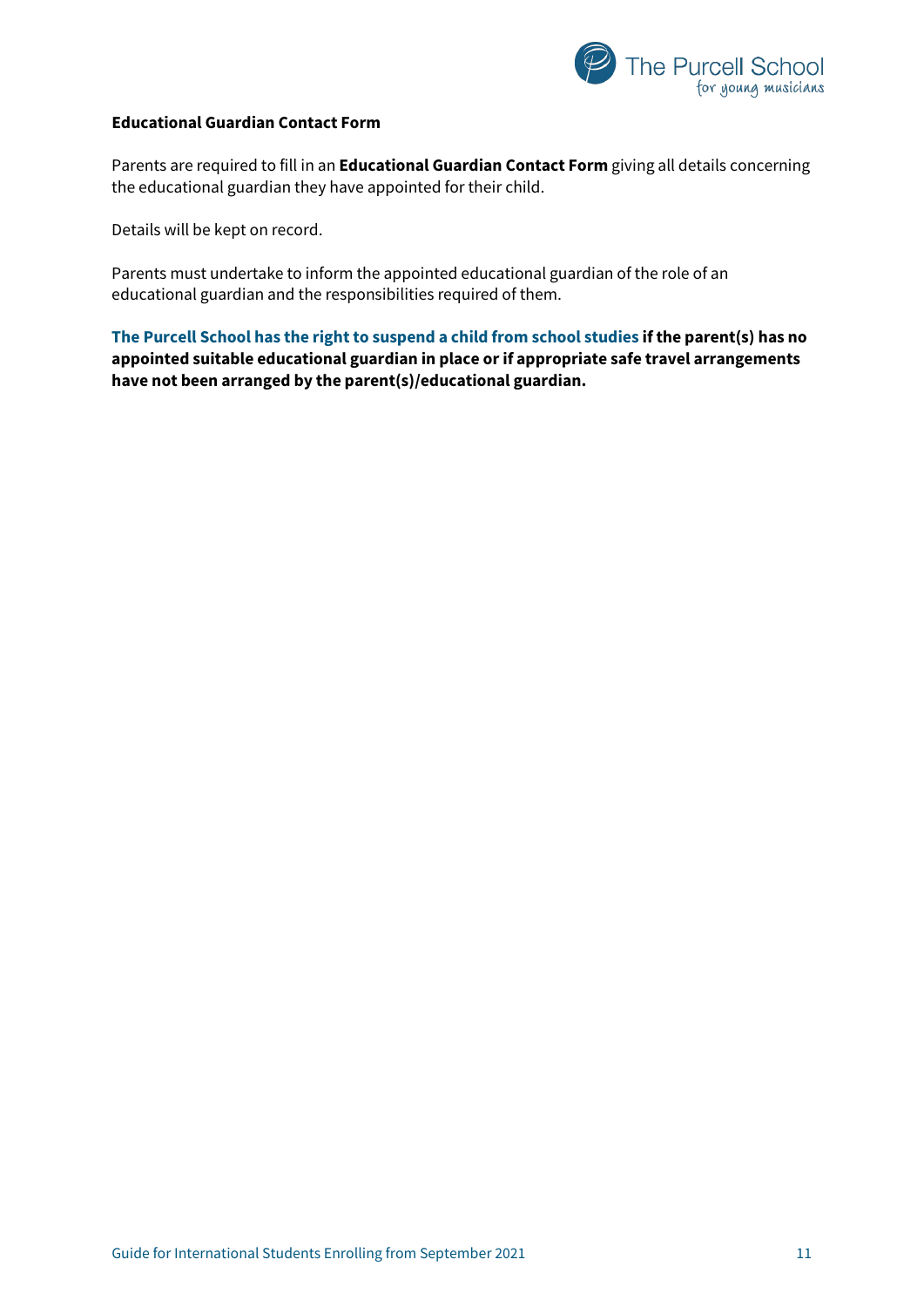**Educational Guardian Contact Form**

Parents are required to fill in an **Educational Guardian Contact Form** giving all details concerning the educational guardian they have appointed for their child.

Details will be kept on record.

Parents must undertake to inform the appointed educational guardian of the role of an educational guardian and the responsibilities required of them.

**The Purcell School has the right to suspend a child from school studies if the parent(s) has no appointed suitable educational guardian in place or if appropriate safe travel arrangements have not been arranged by the parent(s)/educational guardian.**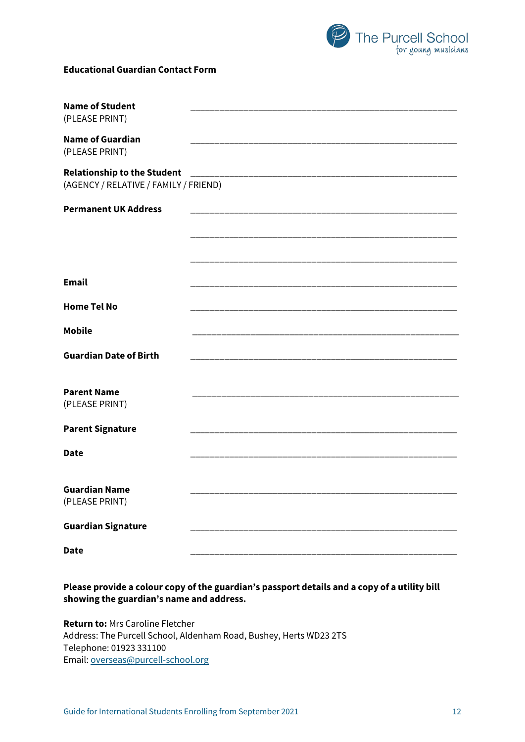**Educational Guardian Contact Form**

**Name of Student** ________________________________________________
(PLEASE PRINT)

**Name of Guardian** ________________________________________________
(PLEASE PRINT)

**Relationship to the Student** ________________________________________________
(AGENCY / RELATIVE / FAMILY / FRIEND)

**Permanent UK Address** ________________________________________________

________________________________________________

________________________________________________

**Email** ________________________________________________

**Home Tel No** ________________________________________________

**Mobile** ________________________________________________

**Guardian Date of Birth** ________________________________________________

**Parent Name** ________________________________________________
(PLEASE PRINT)

**Parent Signature** ________________________________________________

**Date** ________________________________________________

**Guardian Name** ________________________________________________
(PLEASE PRINT)

**Guardian Signature** ________________________________________________

**Date** ________________________________________________

**Please provide a colour copy of the guardian's passport details and a copy of a utility bill showing the guardian's name and address.**

**Return to:** Mrs Caroline Fletcher
Address: The Purcell School, Aldenham Road, Bushey, Herts WD23 2TS
Telephone: 01923 331100
Email: overseas@purcell-school.org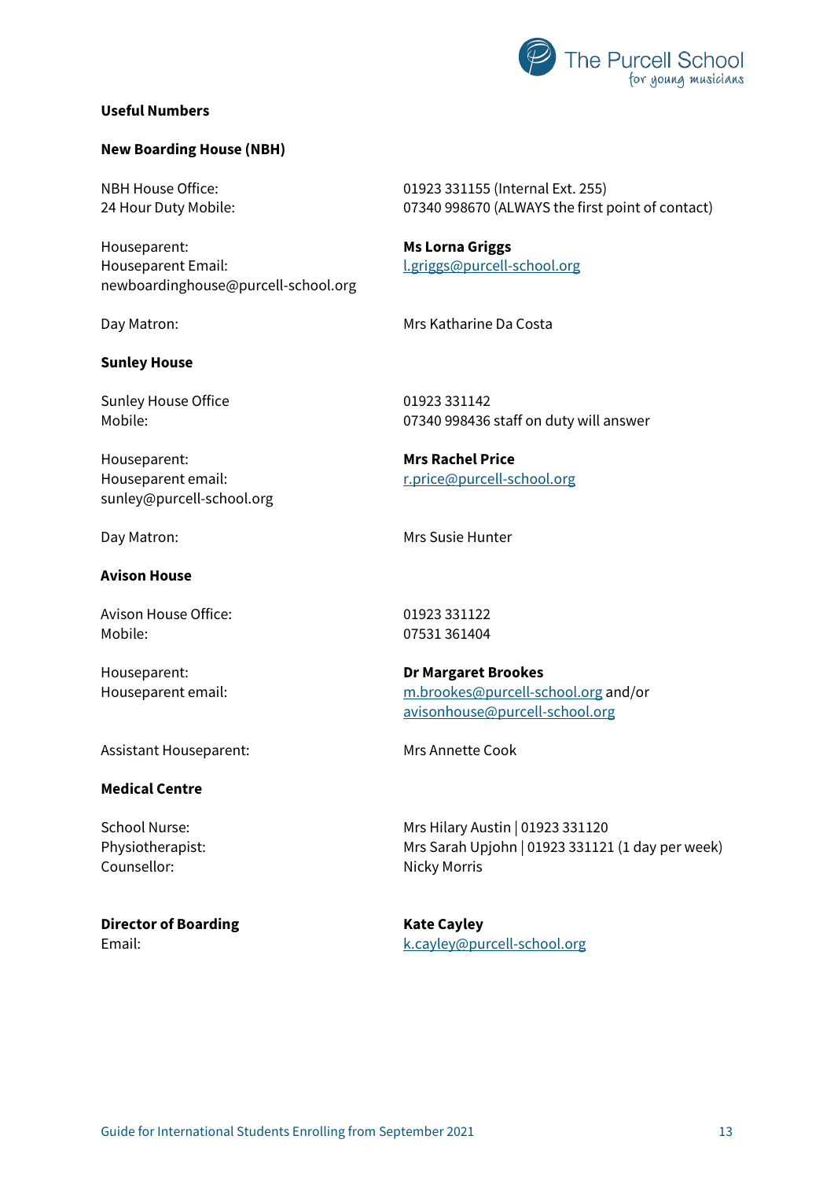**Useful Numbers**

**New Boarding House (NBH)**

| | |
|---|---|
| NBH House Office: | 01923 331155 (Internal Ext. 255) |
| 24 Hour Duty Mobile: | 07340 998670 (ALWAYS the first point of contact) |
| Houseparent: | **Ms Lorna Griggs** |
| Houseparent Email: | l.griggs@purcell-school.org |
| newboardinghouse@purcell-school.org | |
| Day Matron: | Mrs Katharine Da Costa |

**Sunley House**

| | |
|---|---|
| Sunley House Office | 01923 331142 |
| Mobile: | 07340 998436 staff on duty will answer |
| Houseparent: | **Mrs Rachel Price** |
| Houseparent email: | r.price@purcell-school.org |
| sunley@purcell-school.org | |
| Day Matron: | Mrs Susie Hunter |

**Avison House**

| | |
|---|---|
| Avison House Office: | 01923 331122 |
| Mobile: | 07531 361404 |
| Houseparent: | **Dr Margaret Brookes** |
| Houseparent email: | m.brookes@purcell-school.org and/or avisonhouse@purcell-school.org |
| Assistant Houseparent: | Mrs Annette Cook |

**Medical Centre**

| | |
|---|---|
| School Nurse: | Mrs Hilary Austin \| 01923 331120 |
| Physiotherapist: | Mrs Sarah Upjohn \| 01923 331121 (1 day per week) |
| Counsellor: | Nicky Morris |

| | |
|---|---|
| **Director of Boarding** | **Kate Cayley** |
| Email: | k.cayley@purcell-school.org |